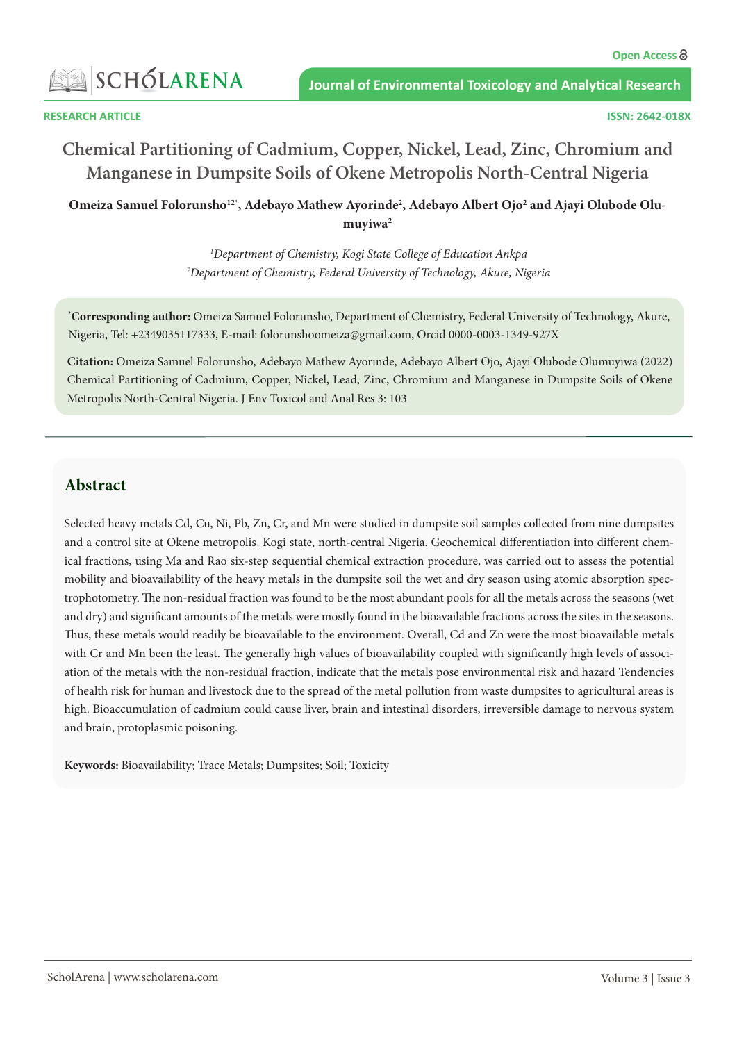RESEARCH ARTICLE

# Chemical Partitioning of Cadmium, Copper, Nickel, Lead, Zinc, Chromium and Manganese in Dumpsite Soils of Okene Metropolis North-Central Nigeria

**Omeiza Samuel Folorunsho[12*], Adebayo Mathew Ayorinde[2], Adebayo Albert Ojo[2] and Ajayi Olubode Olumuyiwa[2]**

[1]*Department of Chemistry, Kogi State College of Education Ankpa*
[2]*Department of Chemistry, Federal University of Technology, Akure, Nigeria*

[*]**Corresponding author:** Omeiza Samuel Folorunsho, Department of Chemistry, Federal University of Technology, Akure, Nigeria, Tel: +2349035117333, E-mail: folorunshoomeiza@gmail.com, Orcid 0000-0003-1349-927X

**Citation:** Omeiza Samuel Folorunsho, Adebayo Mathew Ayorinde, Adebayo Albert Ojo, Ajayi Olubode Olumuyiwa (2022) Chemical Partitioning of Cadmium, Copper, Nickel, Lead, Zinc, Chromium and Manganese in Dumpsite Soils of Okene Metropolis North-Central Nigeria. J Env Toxicol and Anal Res 3: 103

## Abstract

Selected heavy metals Cd, Cu, Ni, Pb, Zn, Cr, and Mn were studied in dumpsite soil samples collected from nine dumpsites and a control site at Okene metropolis, Kogi state, north-central Nigeria. Geochemical differentiation into different chemical fractions, using Ma and Rao six-step sequential chemical extraction procedure, was carried out to assess the potential mobility and bioavailability of the heavy metals in the dumpsite soil the wet and dry season using atomic absorption spectrophotometry. The non-residual fraction was found to be the most abundant pools for all the metals across the seasons (wet and dry) and significant amounts of the metals were mostly found in the bioavailable fractions across the sites in the seasons. Thus, these metals would readily be bioavailable to the environment. Overall, Cd and Zn were the most bioavailable metals with Cr and Mn been the least. The generally high values of bioavailability coupled with significantly high levels of association of the metals with the non-residual fraction, indicate that the metals pose environmental risk and hazard Tendencies of health risk for human and livestock due to the spread of the metal pollution from waste dumpsites to agricultural areas is high. Bioaccumulation of cadmium could cause liver, brain and intestinal disorders, irreversible damage to nervous system and brain, protoplasmic poisoning.

**Keywords:** Bioavailability; Trace Metals; Dumpsites; Soil; Toxicity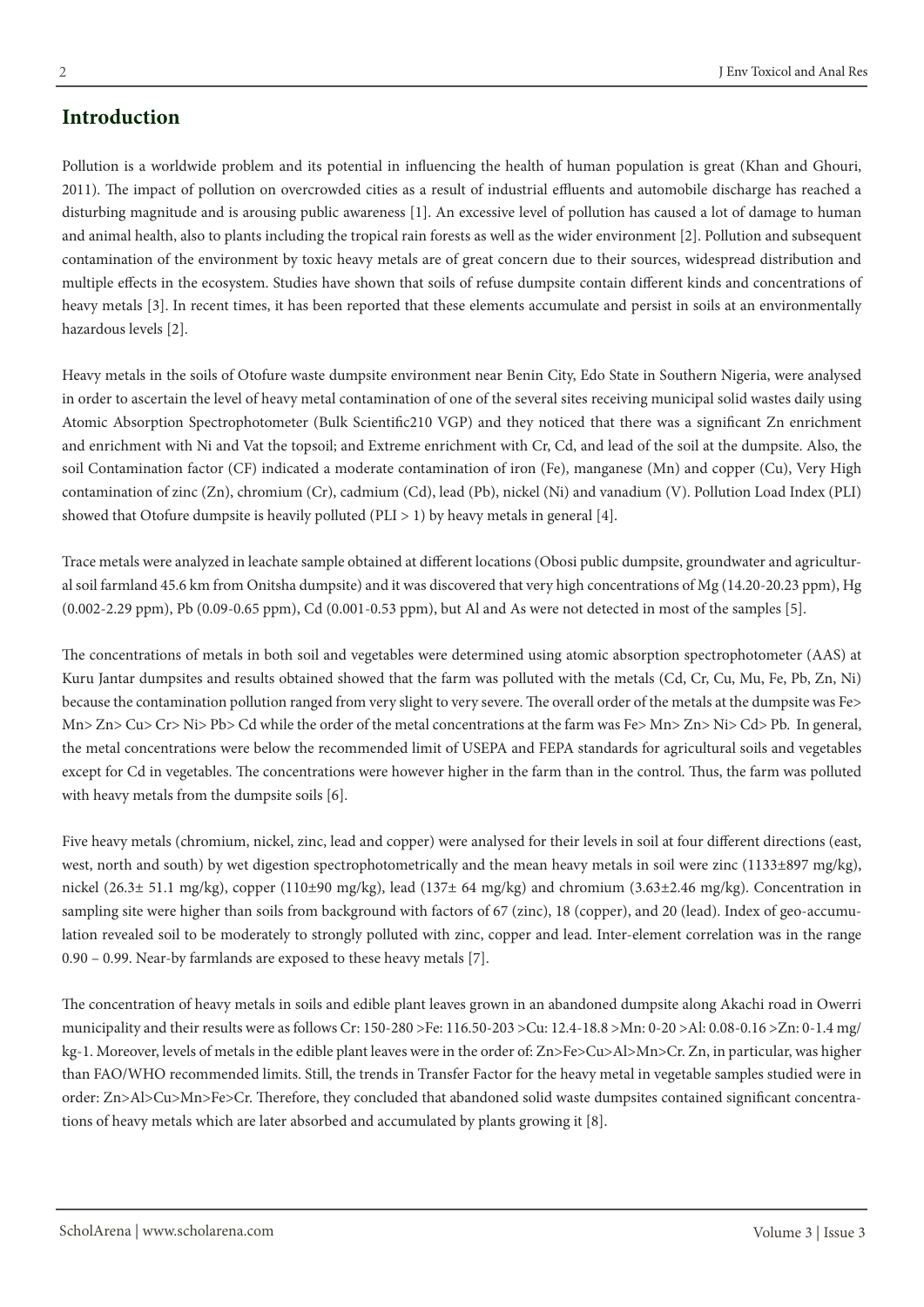## Introduction

Pollution is a worldwide problem and its potential in influencing the health of human population is great (Khan and Ghouri, 2011). The impact of pollution on overcrowded cities as a result of industrial effluents and automobile discharge has reached a disturbing magnitude and is arousing public awareness [1]. An excessive level of pollution has caused a lot of damage to human and animal health, also to plants including the tropical rain forests as well as the wider environment [2]. Pollution and subsequent contamination of the environment by toxic heavy metals are of great concern due to their sources, widespread distribution and multiple effects in the ecosystem. Studies have shown that soils of refuse dumpsite contain different kinds and concentrations of heavy metals [3]. In recent times, it has been reported that these elements accumulate and persist in soils at an environmentally hazardous levels [2].

Heavy metals in the soils of Otofure waste dumpsite environment near Benin City, Edo State in Southern Nigeria, were analysed in order to ascertain the level of heavy metal contamination of one of the several sites receiving municipal solid wastes daily using Atomic Absorption Spectrophotometer (Bulk Scientific210 VGP) and they noticed that there was a significant Zn enrichment and enrichment with Ni and Vat the topsoil; and Extreme enrichment with Cr, Cd, and lead of the soil at the dumpsite. Also, the soil Contamination factor (CF) indicated a moderate contamination of iron (Fe), manganese (Mn) and copper (Cu), Very High contamination of zinc (Zn), chromium (Cr), cadmium (Cd), lead (Pb), nickel (Ni) and vanadium (V). Pollution Load Index (PLI) showed that Otofure dumpsite is heavily polluted (PLI > 1) by heavy metals in general [4].

Trace metals were analyzed in leachate sample obtained at different locations (Obosi public dumpsite, groundwater and agricultural soil farmland 45.6 km from Onitsha dumpsite) and it was discovered that very high concentrations of Mg (14.20-20.23 ppm), Hg (0.002-2.29 ppm), Pb (0.09-0.65 ppm), Cd (0.001-0.53 ppm), but Al and As were not detected in most of the samples [5].

The concentrations of metals in both soil and vegetables were determined using atomic absorption spectrophotometer (AAS) at Kuru Jantar dumpsites and results obtained showed that the farm was polluted with the metals (Cd, Cr, Cu, Mu, Fe, Pb, Zn, Ni) because the contamination pollution ranged from very slight to very severe. The overall order of the metals at the dumpsite was Fe> Mn> Zn> Cu> Cr> Ni> Pb> Cd while the order of the metal concentrations at the farm was Fe> Mn> Zn> Ni> Cd> Pb. In general, the metal concentrations were below the recommended limit of USEPA and FEPA standards for agricultural soils and vegetables except for Cd in vegetables. The concentrations were however higher in the farm than in the control. Thus, the farm was polluted with heavy metals from the dumpsite soils [6].

Five heavy metals (chromium, nickel, zinc, lead and copper) were analysed for their levels in soil at four different directions (east, west, north and south) by wet digestion spectrophotometrically and the mean heavy metals in soil were zinc (1133±897 mg/kg), nickel (26.3± 51.1 mg/kg), copper (110±90 mg/kg), lead (137± 64 mg/kg) and chromium (3.63±2.46 mg/kg). Concentration in sampling site were higher than soils from background with factors of 67 (zinc), 18 (copper), and 20 (lead). Index of geo-accumulation revealed soil to be moderately to strongly polluted with zinc, copper and lead. Inter-element correlation was in the range 0.90 – 0.99. Near-by farmlands are exposed to these heavy metals [7].

The concentration of heavy metals in soils and edible plant leaves grown in an abandoned dumpsite along Akachi road in Owerri municipality and their results were as follows Cr: 150-280 >Fe: 116.50-203 >Cu: 12.4-18.8 >Mn: 0-20 >Al: 0.08-0.16 >Zn: 0-1.4 mg/kg-1. Moreover, levels of metals in the edible plant leaves were in the order of: Zn>Fe>Cu>Al>Mn>Cr. Zn, in particular, was higher than FAO/WHO recommended limits. Still, the trends in Transfer Factor for the heavy metal in vegetable samples studied were in order: Zn>Al>Cu>Mn>Fe>Cr. Therefore, they concluded that abandoned solid waste dumpsites contained significant concentrations of heavy metals which are later absorbed and accumulated by plants growing it [8].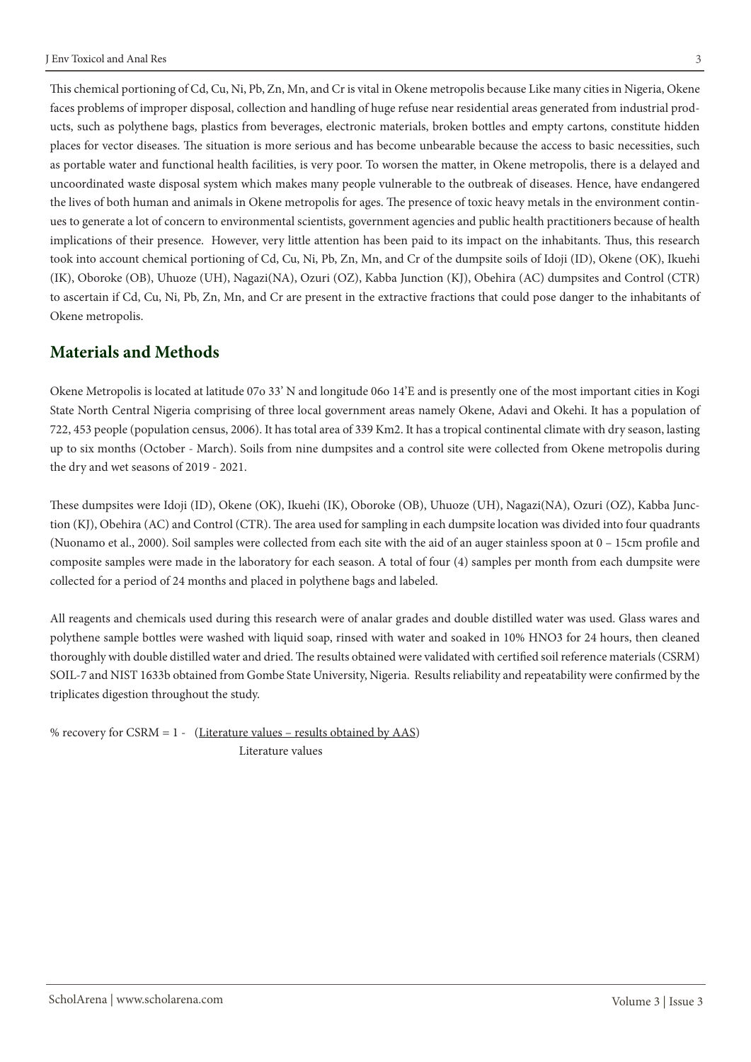This chemical portioning of Cd, Cu, Ni, Pb, Zn, Mn, and Cr is vital in Okene metropolis because Like many cities in Nigeria, Okene faces problems of improper disposal, collection and handling of huge refuse near residential areas generated from industrial products, such as polythene bags, plastics from beverages, electronic materials, broken bottles and empty cartons, constitute hidden places for vector diseases. The situation is more serious and has become unbearable because the access to basic necessities, such as portable water and functional health facilities, is very poor. To worsen the matter, in Okene metropolis, there is a delayed and uncoordinated waste disposal system which makes many people vulnerable to the outbreak of diseases. Hence, have endangered the lives of both human and animals in Okene metropolis for ages. The presence of toxic heavy metals in the environment continues to generate a lot of concern to environmental scientists, government agencies and public health practitioners because of health implications of their presence. However, very little attention has been paid to its impact on the inhabitants. Thus, this research took into account chemical portioning of Cd, Cu, Ni, Pb, Zn, Mn, and Cr of the dumpsite soils of Idoji (ID), Okene (OK), Ikuehi (IK), Oboroke (OB), Uhuoze (UH), Nagazi(NA), Ozuri (OZ), Kabba Junction (KJ), Obehira (AC) dumpsites and Control (CTR) to ascertain if Cd, Cu, Ni, Pb, Zn, Mn, and Cr are present in the extractive fractions that could pose danger to the inhabitants of Okene metropolis.

## Materials and Methods

Okene Metropolis is located at latitude 07o 33' N and longitude 06o 14'E and is presently one of the most important cities in Kogi State North Central Nigeria comprising of three local government areas namely Okene, Adavi and Okehi. It has a population of 722, 453 people (population census, 2006). It has total area of 339 Km2. It has a tropical continental climate with dry season, lasting up to six months (October - March). Soils from nine dumpsites and a control site were collected from Okene metropolis during the dry and wet seasons of 2019 - 2021.

These dumpsites were Idoji (ID), Okene (OK), Ikuehi (IK), Oboroke (OB), Uhuoze (UH), Nagazi(NA), Ozuri (OZ), Kabba Junction (KJ), Obehira (AC) and Control (CTR). The area used for sampling in each dumpsite location was divided into four quadrants (Nuonamo et al., 2000). Soil samples were collected from each site with the aid of an auger stainless spoon at 0 – 15cm profile and composite samples were made in the laboratory for each season. A total of four (4) samples per month from each dumpsite were collected for a period of 24 months and placed in polythene bags and labeled.

All reagents and chemicals used during this research were of analar grades and double distilled water was used. Glass wares and polythene sample bottles were washed with liquid soap, rinsed with water and soaked in 10% $HNO_3$ for 24 hours, then cleaned thoroughly with double distilled water and dried. The results obtained were validated with certified soil reference materials (CSRM) SOIL-7 and NIST 1633b obtained from Gombe State University, Nigeria. Results reliability and repeatability were confirmed by the triplicates digestion throughout the study.

$$\% \text{ recovery for CSRM} = 1 - \frac{(\text{Literature values} - \text{results obtained by AAS})}{\text{Literature values}}$$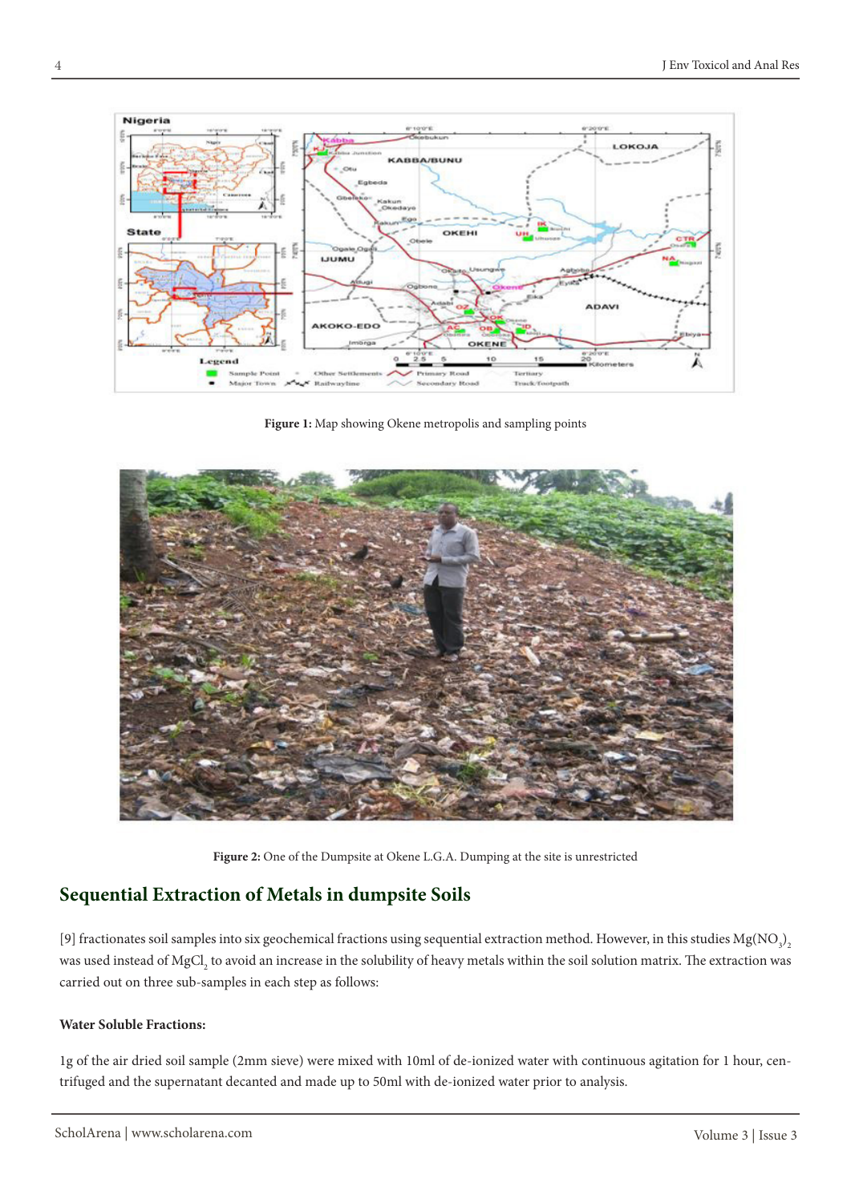**Figure 1:** Map showing Okene metropolis and sampling points

**Figure 2:** One of the Dumpsite at Okene L.G.A. Dumping at the site is unrestricted

## Sequential Extraction of Metals in dumpsite Soils

[9] fractionates soil samples into six geochemical fractions using sequential extraction method. However, in this studies $Mg(NO_3)_2$ was used instead of $MgCl_2$ to avoid an increase in the solubility of heavy metals within the soil solution matrix. The extraction was carried out on three sub-samples in each step as follows:

#### Water Soluble Fractions:

1g of the air dried soil sample (2mm sieve) were mixed with 10ml of de-ionized water with continuous agitation for 1 hour, centrifuged and the supernatant decanted and made up to 50ml with de-ionized water prior to analysis.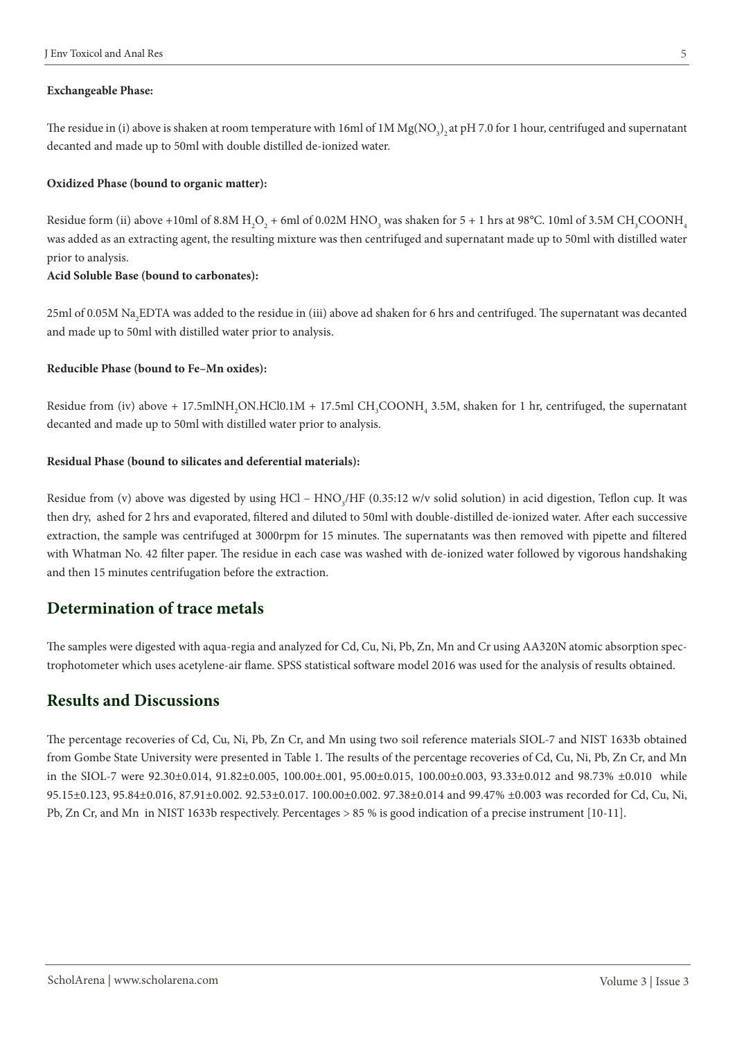**Exchangeable Phase:**

The residue in (i) above is shaken at room temperature with 16ml of 1M $Mg(NO_3)_2$ at pH 7.0 for 1 hour, centrifuged and supernatant decanted and made up to 50ml with double distilled de-ionized water.

**Oxidized Phase (bound to organic matter):**

Residue form (ii) above +10ml of 8.8M $H_2O_2$ + 6ml of 0.02M $HNO_3$ was shaken for 5 + 1 hrs at 98°C. 10ml of 3.5M $CH_3COONH_4$ was added as an extracting agent, the resulting mixture was then centrifuged and supernatant made up to 50ml with distilled water prior to analysis.

**Acid Soluble Base (bound to carbonates):**

25ml of 0.05M $Na_2EDTA$ was added to the residue in (iii) above ad shaken for 6 hrs and centrifuged. The supernatant was decanted and made up to 50ml with distilled water prior to analysis.

**Reducible Phase (bound to Fe–Mn oxides):**

Residue from (iv) above + 17.5ml$NH_2ON.HCl$0.1M + 17.5ml $CH_3COONH_4$ 3.5M, shaken for 1 hr, centrifuged, the supernatant decanted and made up to 50ml with distilled water prior to analysis.

**Residual Phase (bound to silicates and deferential materials):**

Residue from (v) above was digested by using HCl – $HNO_3$/HF (0.35:12 w/v solid solution) in acid digestion, Teflon cup. It was then dry, ashed for 2 hrs and evaporated, filtered and diluted to 50ml with double-distilled de-ionized water. After each successive extraction, the sample was centrifuged at 3000rpm for 15 minutes. The supernatants was then removed with pipette and filtered with Whatman No. 42 filter paper. The residue in each case was washed with de-ionized water followed by vigorous handshaking and then 15 minutes centrifugation before the extraction.

## Determination of trace metals

The samples were digested with aqua-regia and analyzed for Cd, Cu, Ni, Pb, Zn, Mn and Cr using AA320N atomic absorption spectrophotometer which uses acetylene-air flame. SPSS statistical software model 2016 was used for the analysis of results obtained.

## Results and Discussions

The percentage recoveries of Cd, Cu, Ni, Pb, Zn Cr, and Mn using two soil reference materials SIOL-7 and NIST 1633b obtained from Gombe State University were presented in Table 1. The results of the percentage recoveries of Cd, Cu, Ni, Pb, Zn Cr, and Mn in the SIOL-7 were 92.30±0.014, 91.82±0.005, 100.00±.001, 95.00±0.015, 100.00±0.003, 93.33±0.012 and 98.73% ±0.010 while 95.15±0.123, 95.84±0.016, 87.91±0.002. 92.53±0.017. 100.00±0.002. 97.38±0.014 and 99.47% ±0.003 was recorded for Cd, Cu, Ni, Pb, Zn Cr, and Mn in NIST 1633b respectively. Percentages > 85 % is good indication of a precise instrument [10-11].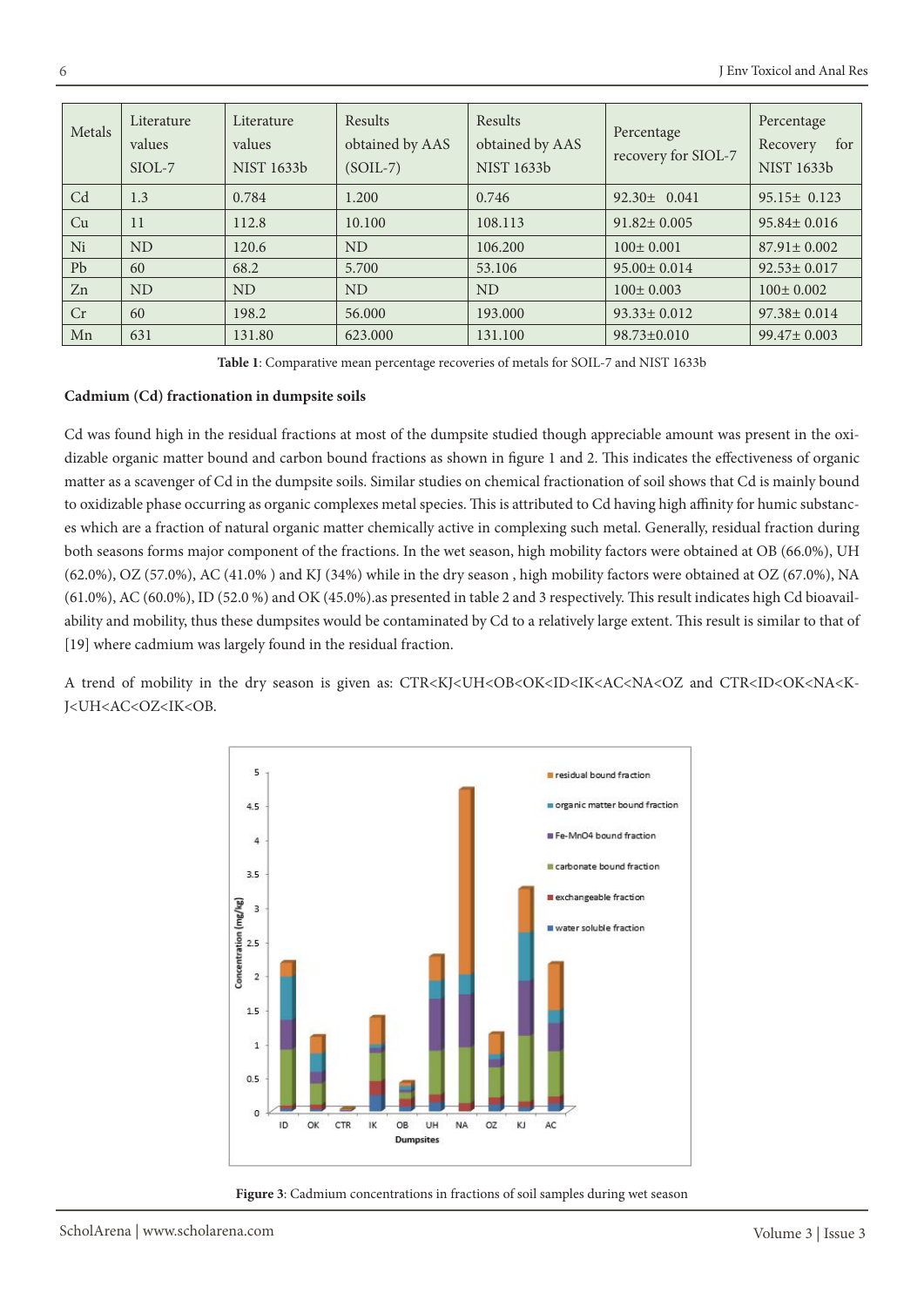| Metals | Literature values SIOL-7 | Literature values NIST 1633b | Results obtained by AAS (SOIL-7) | Results obtained by AAS NIST 1633b | Percentage recovery for SIOL-7 | Percentage Recovery for NIST 1633b |
|---|---|---|---|---|---|---|
| Cd | 1.3 | 0.784 | 1.200 | 0.746 | 92.30± 0.041 | 95.15± 0.123 |
| Cu | 11 | 112.8 | 10.100 | 108.113 | 91.82± 0.005 | 95.84± 0.016 |
| Ni | ND | 120.6 | ND | 106.200 | 100± 0.001 | 87.91± 0.002 |
| Pb | 60 | 68.2 | 5.700 | 53.106 | 95.00± 0.014 | 92.53± 0.017 |
| Zn | ND | ND | ND | ND | 100± 0.003 | 100± 0.002 |
| Cr | 60 | 198.2 | 56.000 | 193.000 | 93.33± 0.012 | 97.38± 0.014 |
| Mn | 631 | 131.80 | 623.000 | 131.100 | 98.73±0.010 | 99.47± 0.003 |

**Table 1**: Comparative mean percentage recoveries of metals for SOIL-7 and NIST 1633b

**Cadmium (Cd) fractionation in dumpsite soils**

Cd was found high in the residual fractions at most of the dumpsite studied though appreciable amount was present in the oxidizable organic matter bound and carbon bound fractions as shown in figure 1 and 2. This indicates the effectiveness of organic matter as a scavenger of Cd in the dumpsite soils. Similar studies on chemical fractionation of soil shows that Cd is mainly bound to oxidizable phase occurring as organic complexes metal species. This is attributed to Cd having high affinity for humic substances which are a fraction of natural organic matter chemically active in complexing such metal. Generally, residual fraction during both seasons forms major component of the fractions. In the wet season, high mobility factors were obtained at OB (66.0%), UH (62.0%), OZ (57.0%), AC (41.0% ) and KJ (34%) while in the dry season , high mobility factors were obtained at OZ (67.0%), NA (61.0%), AC (60.0%), ID (52.0 %) and OK (45.0%).as presented in table 2 and 3 respectively. This result indicates high Cd bioavailability and mobility, thus these dumpsites would be contaminated by Cd to a relatively large extent. This result is similar to that of [19] where cadmium was largely found in the residual fraction.

A trend of mobility in the dry season is given as: CTR<KJ<UH<OB<OK<ID<IK<AC<NA<OZ and CTR<ID<OK<NA<KJ<UH<AC<OZ<IK<OB.

**Figure 3**: Cadmium concentrations in fractions of soil samples during wet season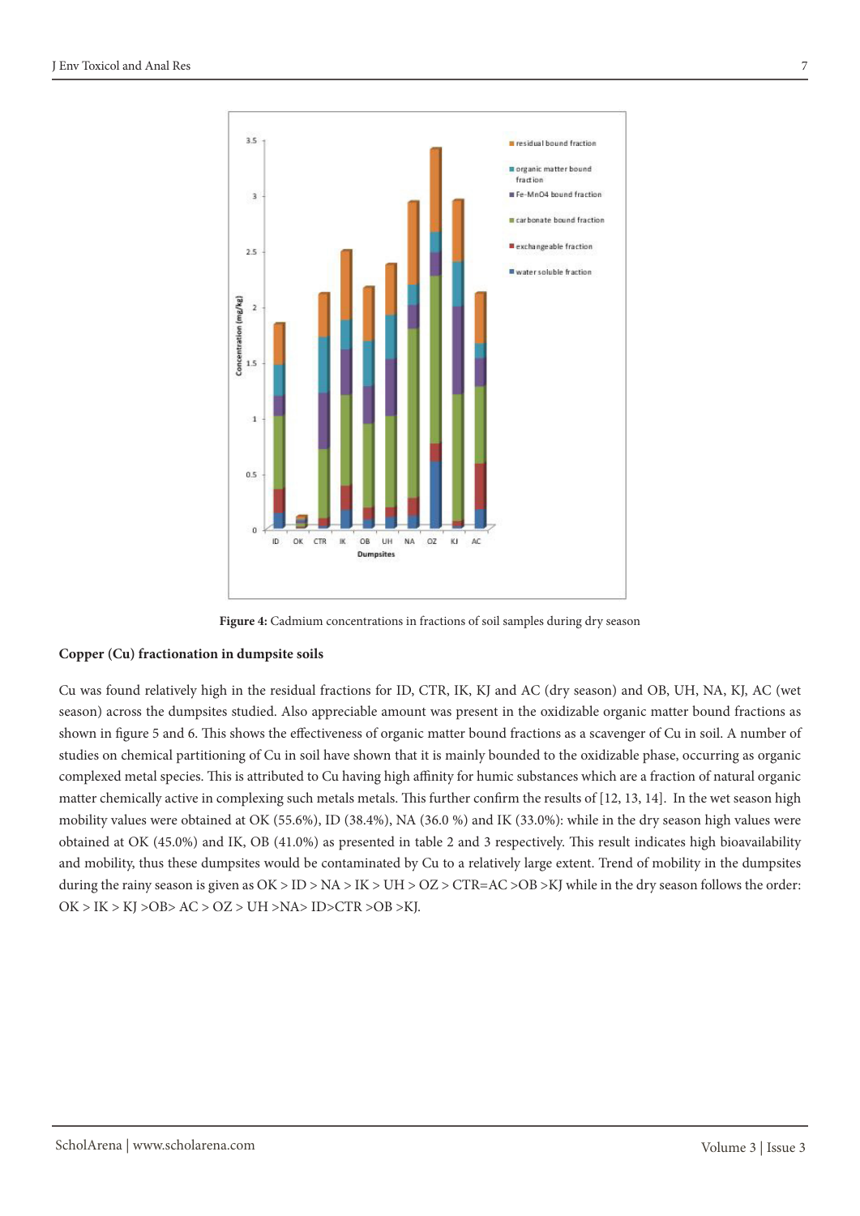**Figure 4:** Cadmium concentrations in fractions of soil samples during dry season

### Copper (Cu) fractionation in dumpsite soils

Cu was found relatively high in the residual fractions for ID, CTR, IK, KJ and AC (dry season) and OB, UH, NA, KJ, AC (wet season) across the dumpsites studied. Also appreciable amount was present in the oxidizable organic matter bound fractions as shown in figure 5 and 6. This shows the effectiveness of organic matter bound fractions as a scavenger of Cu in soil. A number of studies on chemical partitioning of Cu in soil have shown that it is mainly bounded to the oxidizable phase, occurring as organic complexed metal species. This is attributed to Cu having high affinity for humic substances which are a fraction of natural organic matter chemically active in complexing such metals metals. This further confirm the results of [12, 13, 14]. In the wet season high mobility values were obtained at OK (55.6%), ID (38.4%), NA (36.0 %) and IK (33.0%): while in the dry season high values were obtained at OK (45.0%) and IK, OB (41.0%) as presented in table 2 and 3 respectively. This result indicates high bioavailability and mobility, thus these dumpsites would be contaminated by Cu to a relatively large extent. Trend of mobility in the dumpsites during the rainy season is given as OK > ID > NA > IK > UH > OZ > CTR=AC >OB >KJ while in the dry season follows the order: OK > IK > KJ >OB> AC > OZ > UH >NA> ID>CTR >OB >KJ.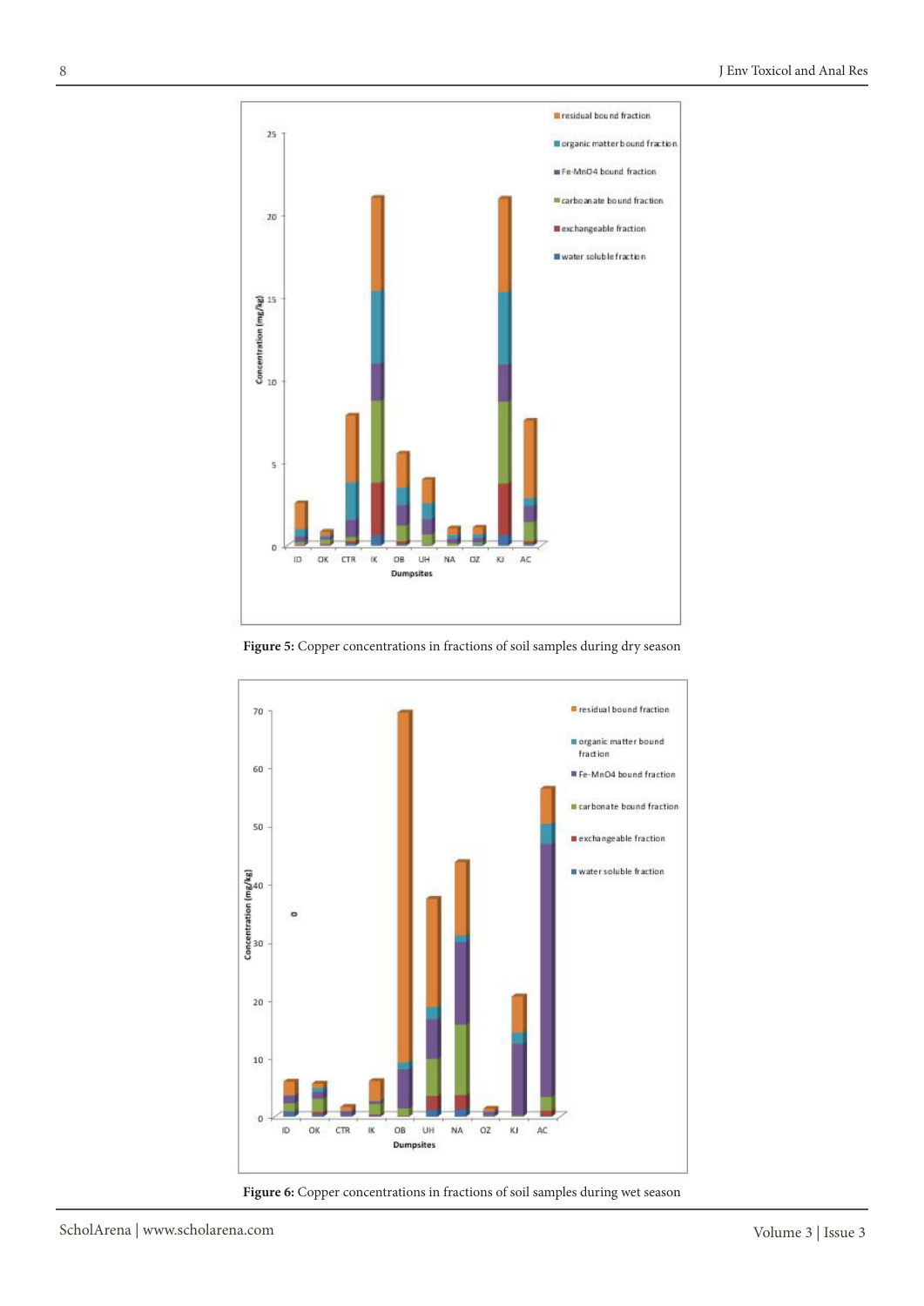Figure 5: Copper concentrations in fractions of soil samples during dry season

Figure 6: Copper concentrations in fractions of soil samples during wet season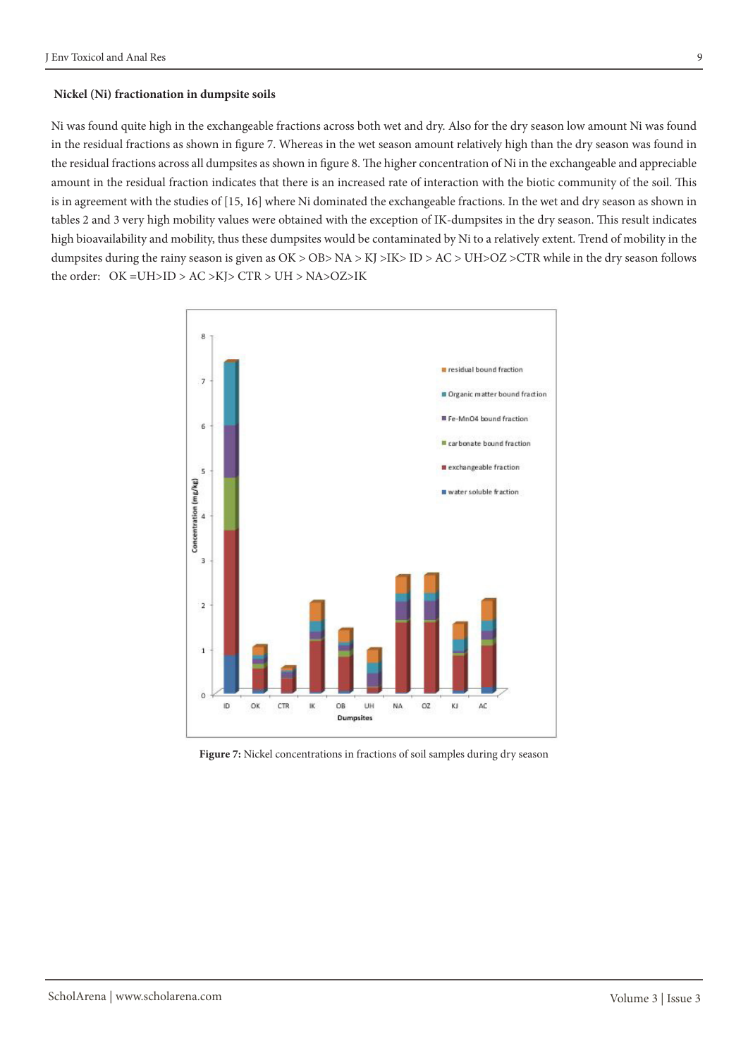**Nickel (Ni) fractionation in dumpsite soils**

Ni was found quite high in the exchangeable fractions across both wet and dry. Also for the dry season low amount Ni was found in the residual fractions as shown in figure 7. Whereas in the wet season amount relatively high than the dry season was found in the residual fractions across all dumpsites as shown in figure 8. The higher concentration of Ni in the exchangeable and appreciable amount in the residual fraction indicates that there is an increased rate of interaction with the biotic community of the soil. This is in agreement with the studies of [15, 16] where Ni dominated the exchangeable fractions. In the wet and dry season as shown in tables 2 and 3 very high mobility values were obtained with the exception of IK-dumpsites in the dry season. This result indicates high bioavailability and mobility, thus these dumpsites would be contaminated by Ni to a relatively extent. Trend of mobility in the dumpsites during the rainy season is given as OK > OB> NA > KJ >IK> ID > AC > UH>OZ >CTR while in the dry season follows the order: OK =UH>ID > AC >KJ> CTR > UH > NA>OZ>IK

**Figure 7:** Nickel concentrations in fractions of soil samples during dry season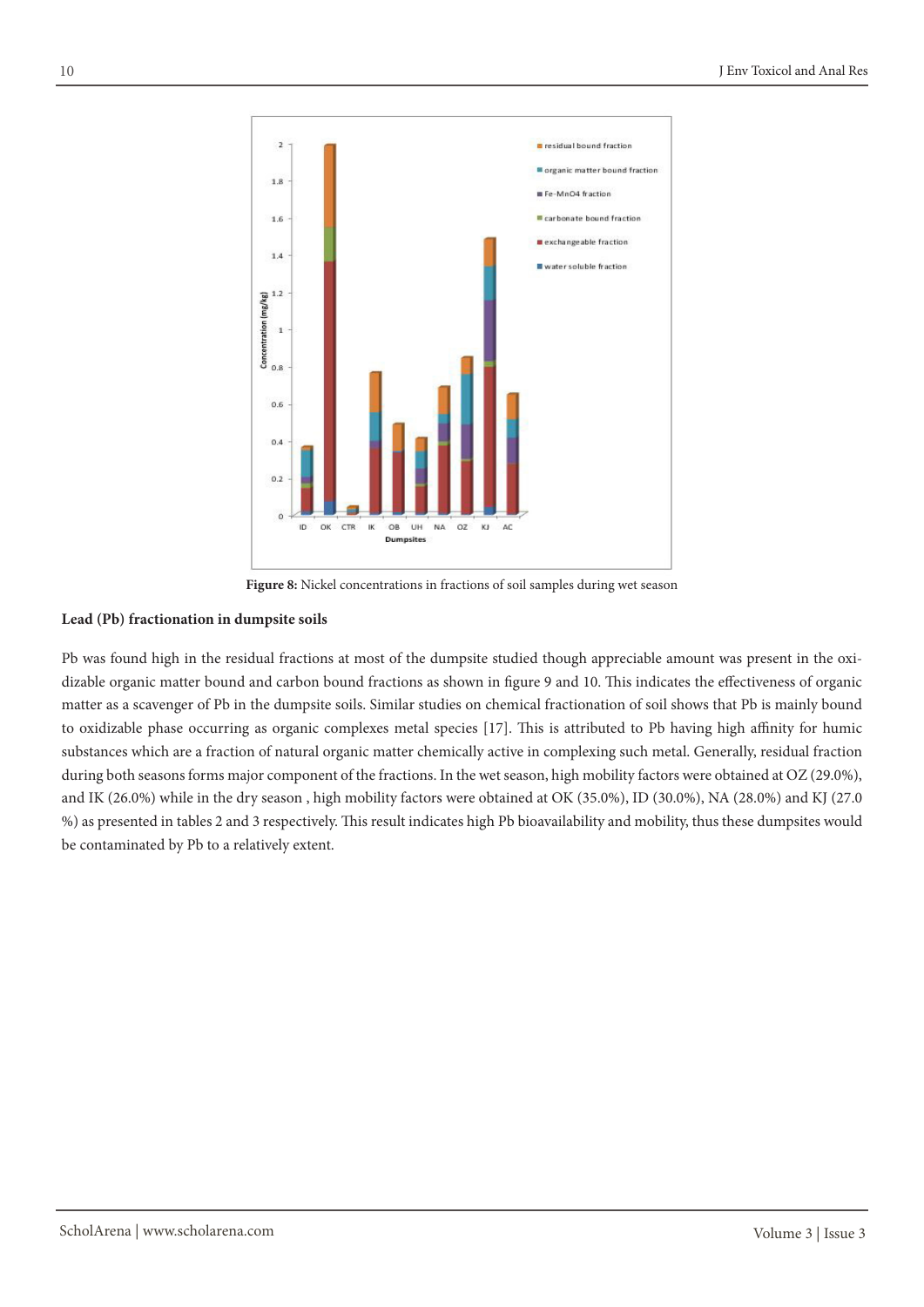Figure 8: Nickel concentrations in fractions of soil samples during wet season

### Lead (Pb) fractionation in dumpsite soils

Pb was found high in the residual fractions at most of the dumpsite studied though appreciable amount was present in the oxidizable organic matter bound and carbon bound fractions as shown in figure 9 and 10. This indicates the effectiveness of organic matter as a scavenger of Pb in the dumpsite soils. Similar studies on chemical fractionation of soil shows that Pb is mainly bound to oxidizable phase occurring as organic complexes metal species [17]. This is attributed to Pb having high affinity for humic substances which are a fraction of natural organic matter chemically active in complexing such metal. Generally, residual fraction during both seasons forms major component of the fractions. In the wet season, high mobility factors were obtained at OZ (29.0%), and IK (26.0%) while in the dry season , high mobility factors were obtained at OK (35.0%), ID (30.0%), NA (28.0%) and KJ (27.0 %) as presented in tables 2 and 3 respectively. This result indicates high Pb bioavailability and mobility, thus these dumpsites would be contaminated by Pb to a relatively extent.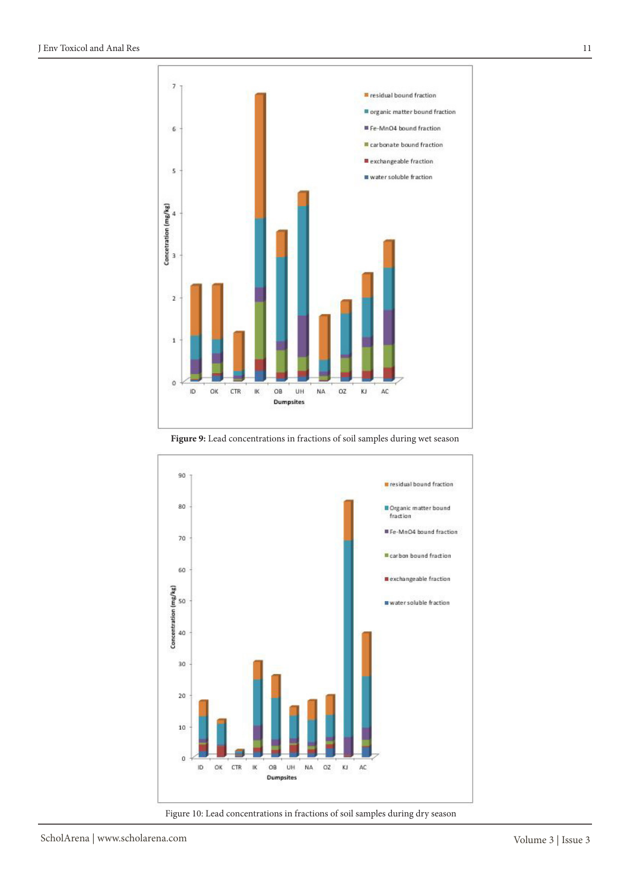**Figure 9:** Lead concentrations in fractions of soil samples during wet season

Figure 10: Lead concentrations in fractions of soil samples during dry season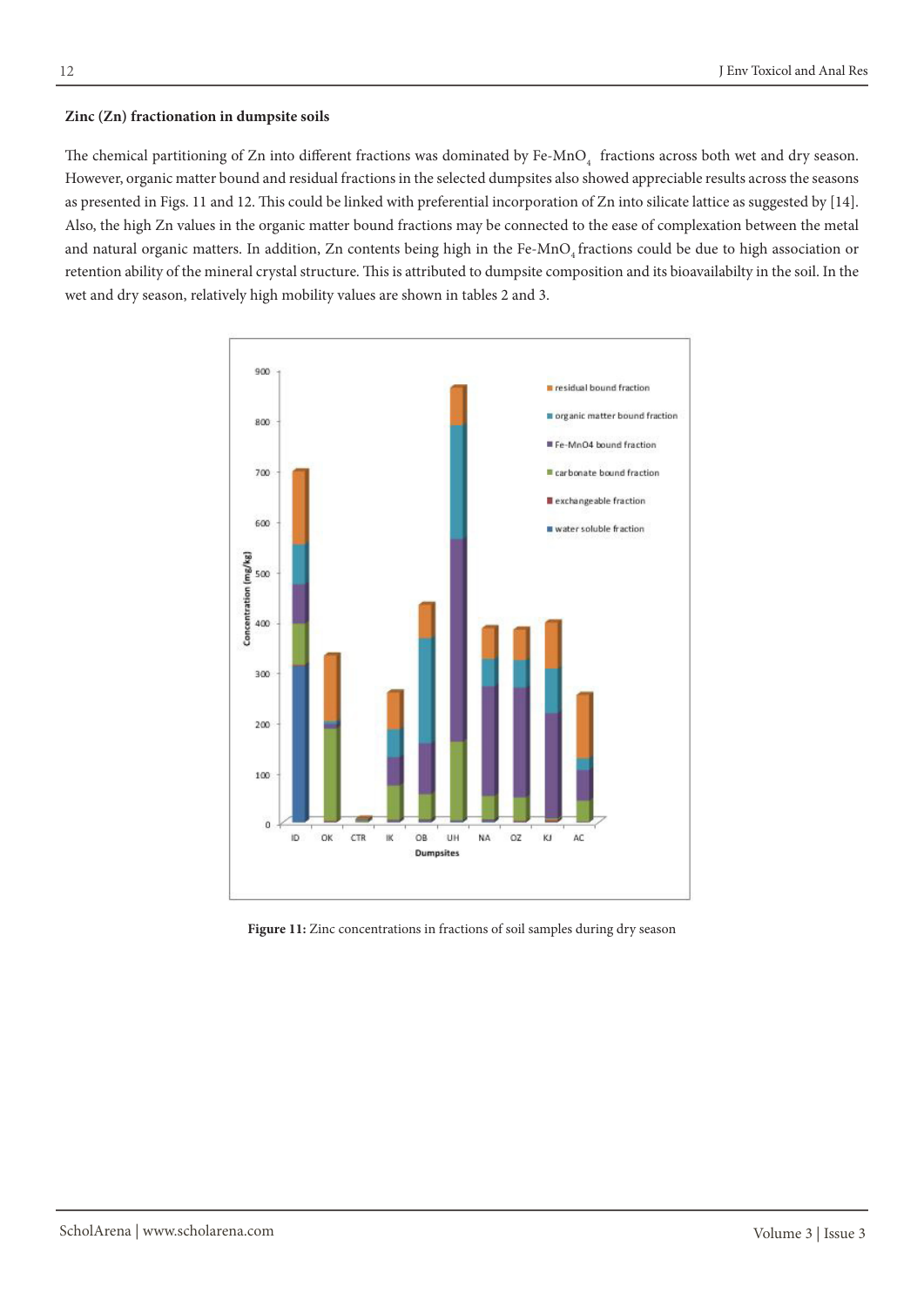### Zinc (Zn) fractionation in dumpsite soils

The chemical partitioning of Zn into different fractions was dominated by Fe-$MnO_4$ fractions across both wet and dry season. However, organic matter bound and residual fractions in the selected dumpsites also showed appreciable results across the seasons as presented in Figs. 11 and 12. This could be linked with preferential incorporation of Zn into silicate lattice as suggested by [14]. Also, the high Zn values in the organic matter bound fractions may be connected to the ease of complexation between the metal and natural organic matters. In addition, Zn contents being high in the Fe-$MnO_4$ fractions could be due to high association or retention ability of the mineral crystal structure. This is attributed to dumpsite composition and its bioavailabilty in the soil. In the wet and dry season, relatively high mobility values are shown in tables 2 and 3.

**Figure 11:** Zinc concentrations in fractions of soil samples during dry season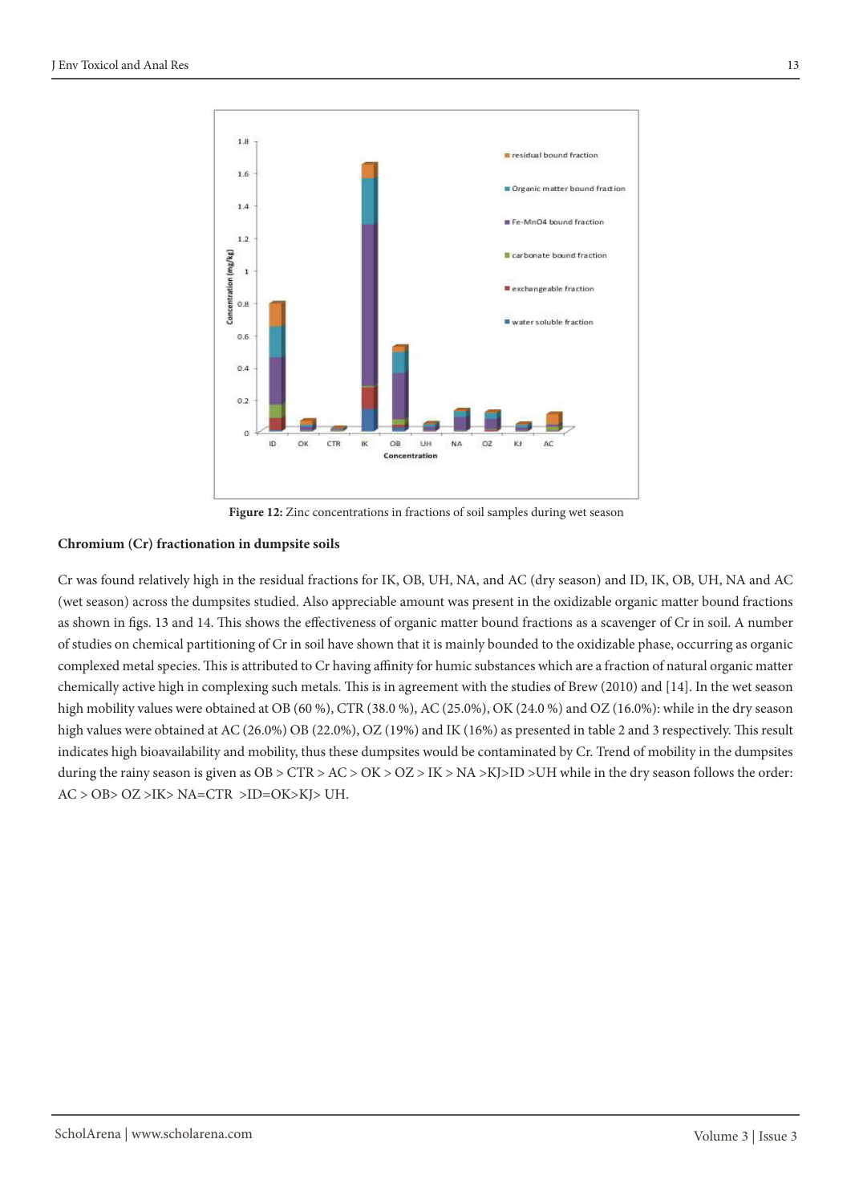**Figure 12:** Zinc concentrations in fractions of soil samples during wet season

**Chromium (Cr) fractionation in dumpsite soils**

Cr was found relatively high in the residual fractions for IK, OB, UH, NA, and AC (dry season) and ID, IK, OB, UH, NA and AC (wet season) across the dumpsites studied. Also appreciable amount was present in the oxidizable organic matter bound fractions as shown in figs. 13 and 14. This shows the effectiveness of organic matter bound fractions as a scavenger of Cr in soil. A number of studies on chemical partitioning of Cr in soil have shown that it is mainly bounded to the oxidizable phase, occurring as organic complexed metal species. This is attributed to Cr having affinity for humic substances which are a fraction of natural organic matter chemically active high in complexing such metals. This is in agreement with the studies of Brew (2010) and [14]. In the wet season high mobility values were obtained at OB (60 %), CTR (38.0 %), AC (25.0%), OK (24.0 %) and OZ (16.0%): while in the dry season high values were obtained at AC (26.0%) OB (22.0%), OZ (19%) and IK (16%) as presented in table 2 and 3 respectively. This result indicates high bioavailability and mobility, thus these dumpsites would be contaminated by Cr. Trend of mobility in the dumpsites during the rainy season is given as OB > CTR > AC > OK > OZ > IK > NA >KJ>ID >UH while in the dry season follows the order: AC > OB> OZ >IK> NA=CTR >ID=OK>KJ> UH.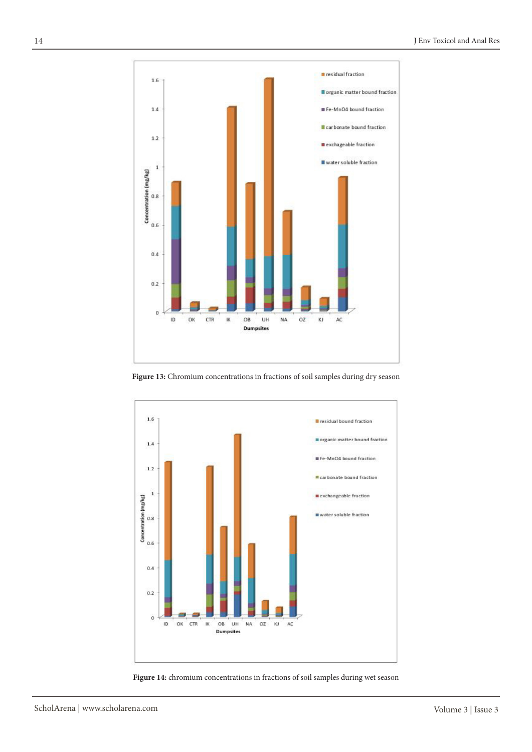Figure 13: Chromium concentrations in fractions of soil samples during dry season

Figure 14: chromium concentrations in fractions of soil samples during wet season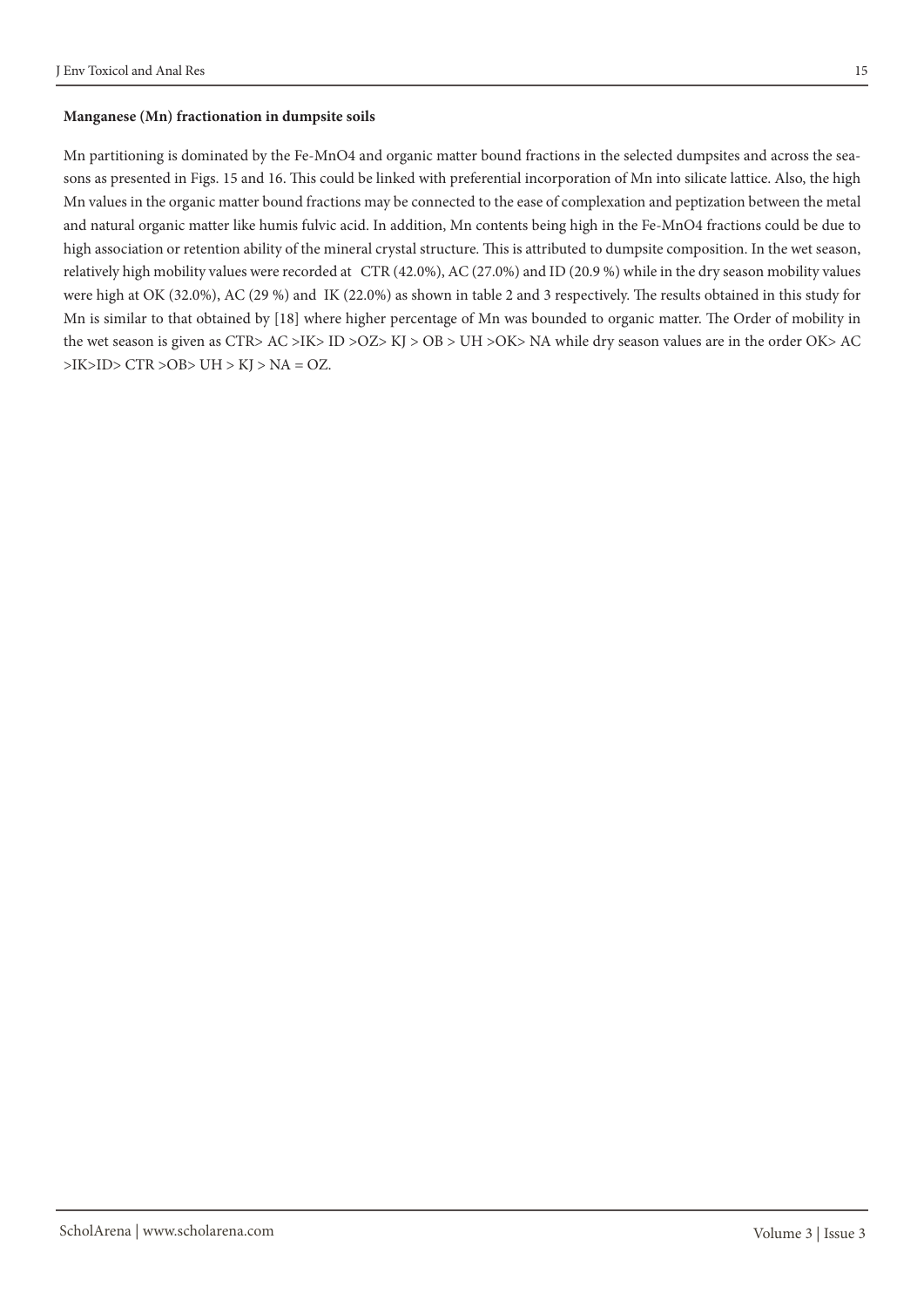**Manganese (Mn) fractionation in dumpsite soils**

Mn partitioning is dominated by the Fe-$MnO_4$ and organic matter bound fractions in the selected dumpsites and across the seasons as presented in Figs. 15 and 16. This could be linked with preferential incorporation of Mn into silicate lattice. Also, the high Mn values in the organic matter bound fractions may be connected to the ease of complexation and peptization between the metal and natural organic matter like humis fulvic acid. In addition, Mn contents being high in the Fe-$MnO_4$ fractions could be due to high association or retention ability of the mineral crystal structure. This is attributed to dumpsite composition. In the wet season, relatively high mobility values were recorded at CTR (42.0%), AC (27.0%) and ID (20.9 %) while in the dry season mobility values were high at OK (32.0%), AC (29 %) and IK (22.0%) as shown in table 2 and 3 respectively. The results obtained in this study for Mn is similar to that obtained by [18] where higher percentage of Mn was bounded to organic matter. The Order of mobility in the wet season is given as CTR> AC >IK> ID >OZ> KJ > OB > UH >OK> NA while dry season values are in the order OK> AC >IK>ID> CTR >OB> UH > KJ > NA = OZ.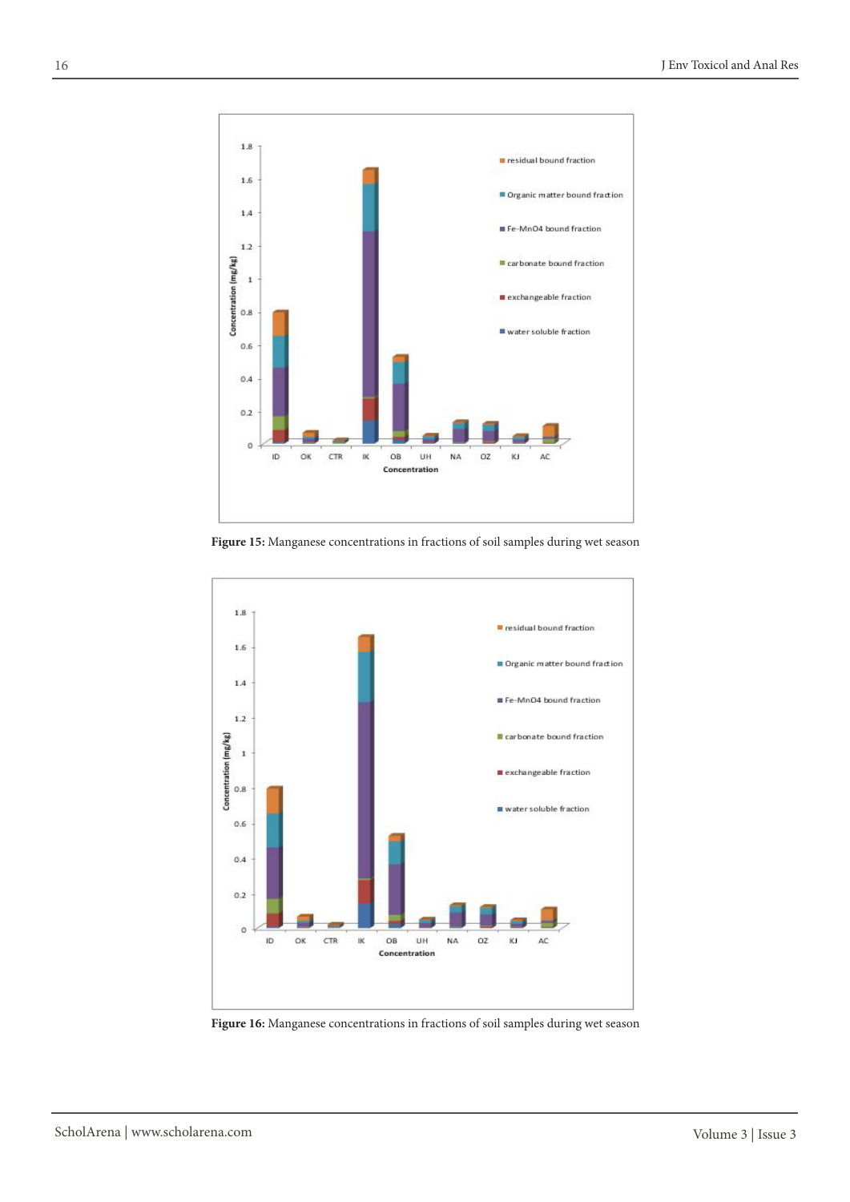**Figure 15:** Manganese concentrations in fractions of soil samples during wet season

**Figure 16:** Manganese concentrations in fractions of soil samples during wet season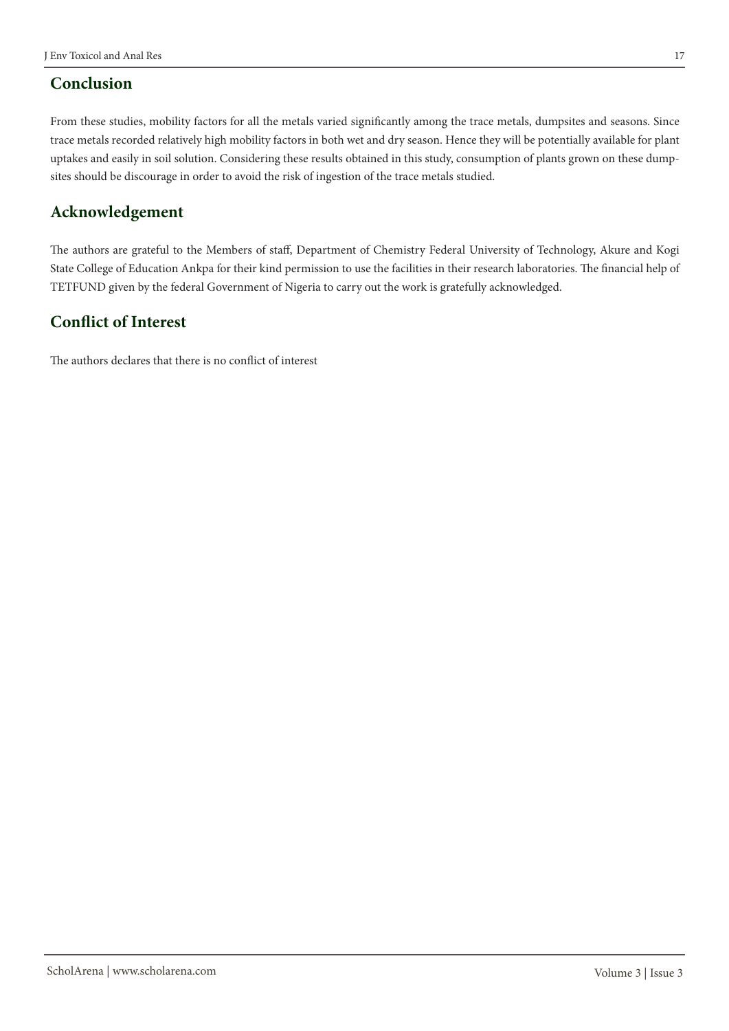## Conclusion

From these studies, mobility factors for all the metals varied significantly among the trace metals, dumpsites and seasons. Since trace metals recorded relatively high mobility factors in both wet and dry season. Hence they will be potentially available for plant uptakes and easily in soil solution. Considering these results obtained in this study, consumption of plants grown on these dumpsites should be discourage in order to avoid the risk of ingestion of the trace metals studied.

## Acknowledgement

The authors are grateful to the Members of staff, Department of Chemistry Federal University of Technology, Akure and Kogi State College of Education Ankpa for their kind permission to use the facilities in their research laboratories. The financial help of TETFUND given by the federal Government of Nigeria to carry out the work is gratefully acknowledged.

## Conflict of Interest

The authors declares that there is no conflict of interest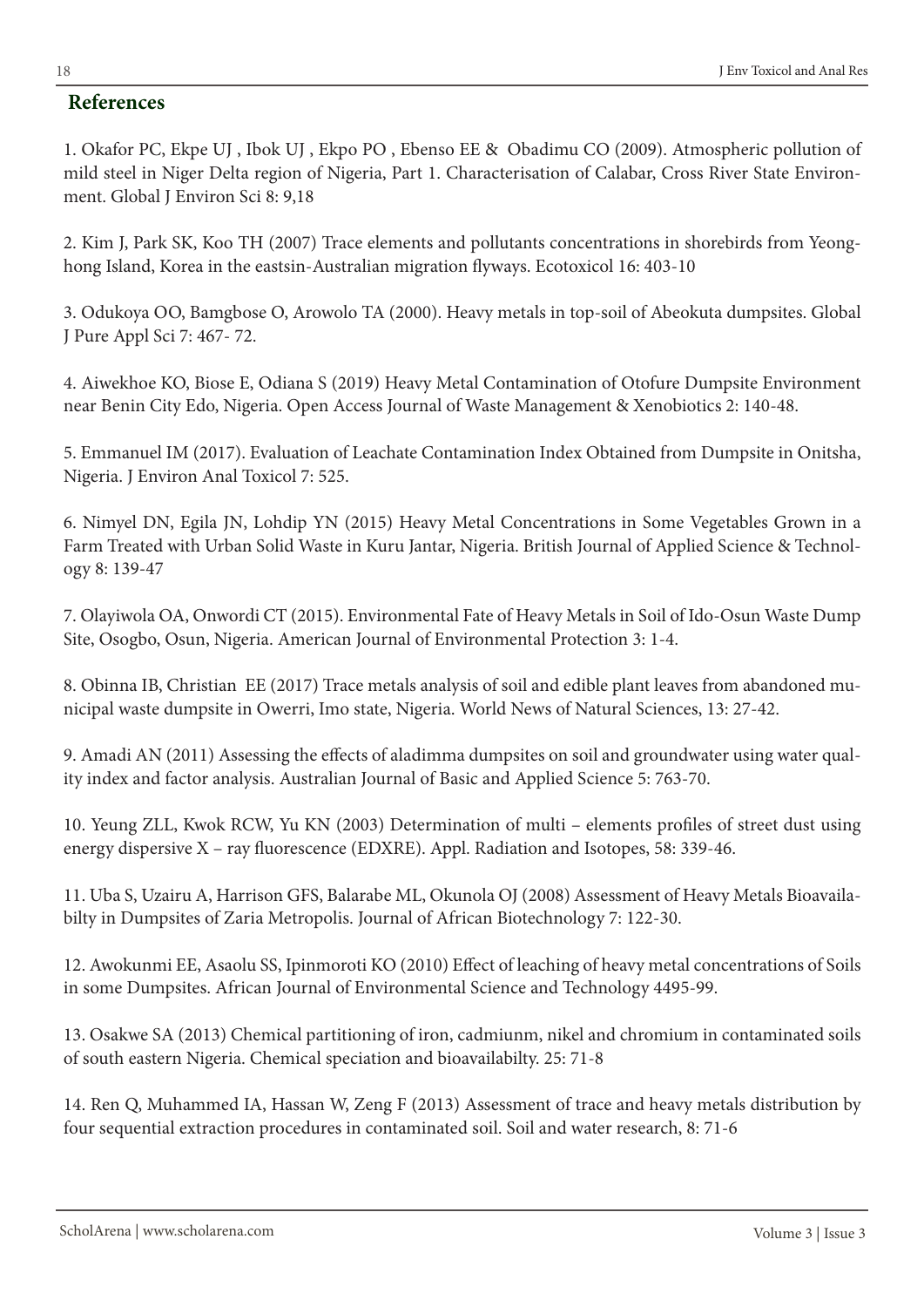## References

1. Okafor PC, Ekpe UJ , Ibok UJ , Ekpo PO , Ebenso EE & Obadimu CO (2009). Atmospheric pollution of mild steel in Niger Delta region of Nigeria, Part 1. Characterisation of Calabar, Cross River State Environment. Global J Environ Sci 8: 9,18

2. Kim J, Park SK, Koo TH (2007) Trace elements and pollutants concentrations in shorebirds from Yeonghong Island, Korea in the eastsin-Australian migration flyways. Ecotoxicol 16: 403-10

3. Odukoya OO, Bamgbose O, Arowolo TA (2000). Heavy metals in top-soil of Abeokuta dumpsites. Global J Pure Appl Sci 7: 467- 72.

4. Aiwekhoe KO, Biose E, Odiana S (2019) Heavy Metal Contamination of Otofure Dumpsite Environment near Benin City Edo, Nigeria. Open Access Journal of Waste Management & Xenobiotics 2: 140-48.

5. Emmanuel IM (2017). Evaluation of Leachate Contamination Index Obtained from Dumpsite in Onitsha, Nigeria. J Environ Anal Toxicol 7: 525.

6. Nimyel DN, Egila JN, Lohdip YN (2015) Heavy Metal Concentrations in Some Vegetables Grown in a Farm Treated with Urban Solid Waste in Kuru Jantar, Nigeria. British Journal of Applied Science & Technology 8: 139-47

7. Olayiwola OA, Onwordi CT (2015). Environmental Fate of Heavy Metals in Soil of Ido-Osun Waste Dump Site, Osogbo, Osun, Nigeria. American Journal of Environmental Protection 3: 1-4.

8. Obinna IB, Christian EE (2017) Trace metals analysis of soil and edible plant leaves from abandoned municipal waste dumpsite in Owerri, Imo state, Nigeria. World News of Natural Sciences, 13: 27-42.

9. Amadi AN (2011) Assessing the effects of aladimma dumpsites on soil and groundwater using water quality index and factor analysis. Australian Journal of Basic and Applied Science 5: 763-70.

10. Yeung ZLL, Kwok RCW, Yu KN (2003) Determination of multi – elements profiles of street dust using energy dispersive X – ray fluorescence (EDXRE). Appl. Radiation and Isotopes, 58: 339-46.

11. Uba S, Uzairu A, Harrison GFS, Balarabe ML, Okunola OJ (2008) Assessment of Heavy Metals Bioavailabilty in Dumpsites of Zaria Metropolis. Journal of African Biotechnology 7: 122-30.

12. Awokunmi EE, Asaolu SS, Ipinmoroti KO (2010) Effect of leaching of heavy metal concentrations of Soils in some Dumpsites. African Journal of Environmental Science and Technology 4495-99.

13. Osakwe SA (2013) Chemical partitioning of iron, cadmiunm, nikel and chromium in contaminated soils of south eastern Nigeria. Chemical speciation and bioavailabilty. 25: 71-8

14. Ren Q, Muhammed IA, Hassan W, Zeng F (2013) Assessment of trace and heavy metals distribution by four sequential extraction procedures in contaminated soil. Soil and water research, 8: 71-6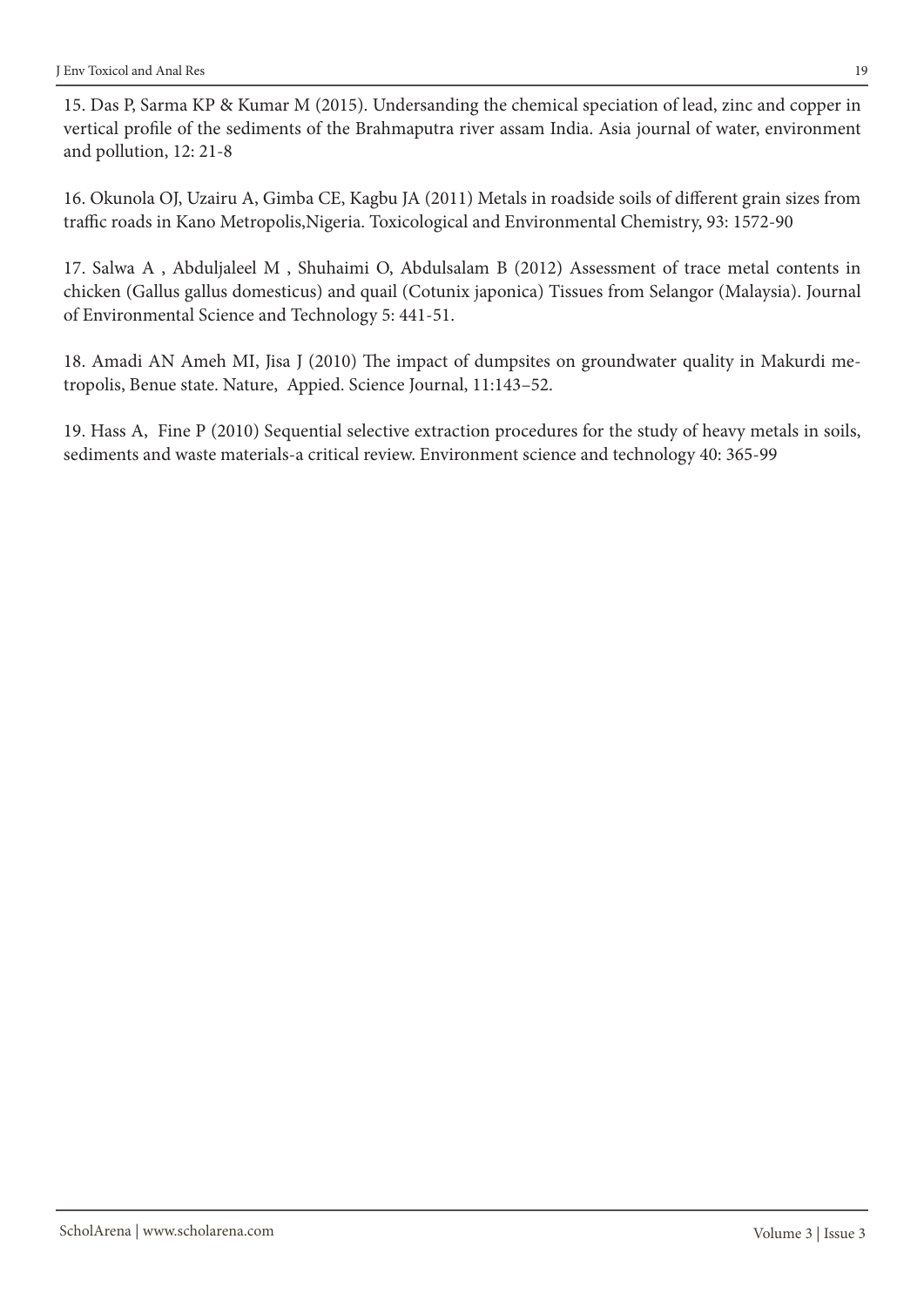15. Das P, Sarma KP & Kumar M (2015). Undersanding the chemical speciation of lead, zinc and copper in vertical profile of the sediments of the Brahmaputra river assam India. Asia journal of water, environment and pollution, 12: 21-8

16. Okunola OJ, Uzairu A, Gimba CE, Kagbu JA (2011) Metals in roadside soils of different grain sizes from traffic roads in Kano Metropolis,Nigeria. Toxicological and Environmental Chemistry, 93: 1572-90

17. Salwa A , Abduljaleel M , Shuhaimi O, Abdulsalam B (2012) Assessment of trace metal contents in chicken (Gallus gallus domesticus) and quail (Cotunix japonica) Tissues from Selangor (Malaysia). Journal of Environmental Science and Technology 5: 441-51.

18. Amadi AN Ameh MI, Jisa J (2010) The impact of dumpsites on groundwater quality in Makurdi metropolis, Benue state. Nature, Appied. Science Journal, 11:143–52.

19. Hass A, Fine P (2010) Sequential selective extraction procedures for the study of heavy metals in soils, sediments and waste materials-a critical review. Environment science and technology 40: 365-99